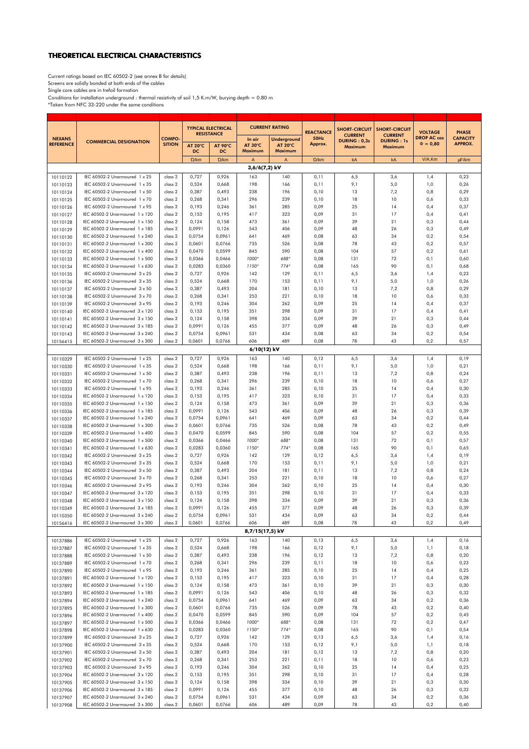# THEORETICAL ELECTRICAL CHARACTERISTICS

Current ratings based on IEC 60502-2 (see annex B for details)
Screens are solidly bonded at both ends of the cables
Single core cables are in trefoil formation
Conditions for installation underground : thermal resistivity of soil 1,5 K.m/W, burying depth = 0.80 m
*Taken from NFC 33-220 under the same conditions

| NEXANS REFERENCE | COMMERCIAL DESIGNATION | COMPO-SITION | TYPICAL ELECTRICAL RESISTANCE | | CURRENT RATING | | REACTANCE 50Hz Approx. | SHORT-CIRCUIT CURRENT DURING : 0,3s Maximum | SHORT-CIRCUIT CURRENT DURING : 1s Maximum | VOLTAGE DROP AC cos Φ = 0,80 | PHASE CAPACITY APPROX. |
|---|---|---|---|---|---|---|---|---|---|---|---|
| | | | AT 20°C DC | AT 90°C DC | In air AT 30°C Maximum | Underground AT 20°C Maximum | | | | | |
| | | | Ω/km | Ω/km | A | A | Ω/km | kA | kA | V/A.Km | µF/km |
| **3,6/6(7,2) kV** | | | | | | | | | | | |
| 10110122 | IEC 60502-2 Unarmoured 1 x 25 | class 2 | 0,727 | 0,926 | 163 | 140 | 0,11 | 6,5 | 3,6 | 1,4 | 0,23 |
| 10110123 | IEC 60502-2 Unarmoured 1 x 35 | class 2 | 0,524 | 0,668 | 198 | 166 | 0,11 | 9,1 | 5,0 | 1,0 | 0,26 |
| 10110124 | IEC 60502-2 Unarmoured 1 x 50 | class 2 | 0,387 | 0,493 | 238 | 196 | 0,10 | 13 | 7,2 | 0,8 | 0,29 |
| 10110125 | IEC 60502-2 Unarmoured 1 x 70 | class 2 | 0,268 | 0,341 | 296 | 239 | 0,10 | 18 | 10 | 0,6 | 0,33 |
| 10110126 | IEC 60502-2 Unarmoured 1 x 95 | class 2 | 0,193 | 0,246 | 361 | 285 | 0,09 | 25 | 14 | 0,4 | 0,37 |
| 10110127 | IEC 60502-2 Unarmoured 1 x 120 | class 2 | 0,153 | 0,195 | 417 | 323 | 0,09 | 31 | 17 | 0,4 | 0,41 |
| 10110128 | IEC 60502-2 Unarmoured 1 x 150 | class 2 | 0,124 | 0,158 | 473 | 361 | 0,09 | 39 | 21 | 0,3 | 0,44 |
| 10110129 | IEC 60502-2 Unarmoured 1 x 185 | class 2 | 0,0991 | 0,126 | 543 | 406 | 0,09 | 48 | 26 | 0,3 | 0,49 |
| 10110130 | IEC 60502-2 Unarmoured 1 x 240 | class 2 | 0,0754 | 0,0961 | 641 | 469 | 0,08 | 63 | 34 | 0,2 | 0,54 |
| 10110131 | IEC 60502-2 Unarmoured 1 x 300 | class 2 | 0,0601 | 0,0766 | 735 | 526 | 0,08 | 78 | 43 | 0,2 | 0,57 |
| 10110132 | IEC 60502-2 Unarmoured 1 x 400 | class 2 | 0,0470 | 0,0599 | 845 | 590 | 0,08 | 104 | 57 | 0,2 | 0,61 |
| 10110133 | IEC 60502-2 Unarmoured 1 x 500 | class 2 | 0,0366 | 0,0466 | 1000* | 688* | 0,08 | 131 | 72 | 0,1 | 0,60 |
| 10110134 | IEC 60502-2 Unarmoured 1 x 630 | class 2 | 0,0283 | 0,0360 | 1150* | 774* | 0,08 | 165 | 90 | 0,1 | 0,68 |
| 10110135 | IEC 60502-2 Unarmoured 3 x 25 | class 2 | 0,727 | 0,926 | 142 | 129 | 0,11 | 6,5 | 3,6 | 1,4 | 0,23 |
| 10110136 | IEC 60502-2 Unarmoured 3 x 35 | class 2 | 0,524 | 0,668 | 170 | 153 | 0,11 | 9,1 | 5,0 | 1,0 | 0,26 |
| 10110137 | IEC 60502-2 Unarmoured 3 x 50 | class 2 | 0,387 | 0,493 | 204 | 181 | 0,10 | 13 | 7,2 | 0,8 | 0,29 |
| 10110138 | IEC 60502-2 Unarmoured 3 x 70 | class 2 | 0,268 | 0,341 | 253 | 221 | 0,10 | 18 | 10 | 0,6 | 0,33 |
| 10110139 | IEC 60502-2 Unarmoured 3 x 95 | class 2 | 0,193 | 0,246 | 304 | 262 | 0,09 | 25 | 14 | 0,4 | 0,37 |
| 10110140 | IEC 60502-2 Unarmoured 3 x 120 | class 2 | 0,153 | 0,195 | 351 | 298 | 0,09 | 31 | 17 | 0,4 | 0,41 |
| 10110141 | IEC 60502-2 Unarmoured 3 x 150 | class 2 | 0,124 | 0,158 | 398 | 334 | 0,09 | 39 | 21 | 0,3 | 0,44 |
| 10110142 | IEC 60502-2 Unarmoured 3 x 185 | class 2 | 0,0991 | 0,126 | 455 | 377 | 0,09 | 48 | 26 | 0,3 | 0,49 |
| 10110143 | IEC 60502-2 Unarmoured 3 x 240 | class 2 | 0,0754 | 0,0961 | 531 | 434 | 0,08 | 63 | 34 | 0,2 | 0,54 |
| 10156415 | IEC 60502-2 Unarmoured 3 x 300 | class 2 | 0,0601 | 0,0766 | 606 | 489 | 0,08 | 78 | 43 | 0,2 | 0,57 |
| **6/10(12) kV** | | | | | | | | | | | |
| 10110329 | IEC 60502-2 Unarmoured 1 x 25 | class 2 | 0,727 | 0,926 | 163 | 140 | 0,12 | 6,5 | 3,6 | 1,4 | 0,19 |
| 10110330 | IEC 60502-2 Unarmoured 1 x 35 | class 2 | 0,524 | 0,668 | 198 | 166 | 0,11 | 9,1 | 5,0 | 1,0 | 0,21 |
| 10110331 | IEC 60502-2 Unarmoured 1 x 50 | class 2 | 0,387 | 0,493 | 238 | 196 | 0,11 | 13 | 7,2 | 0,8 | 0,24 |
| 10110332 | IEC 60502-2 Unarmoured 1 x 70 | class 2 | 0,268 | 0,341 | 296 | 239 | 0,10 | 18 | 10 | 0,6 | 0,27 |
| 10110333 | IEC 60502-2 Unarmoured 1 x 95 | class 2 | 0,193 | 0,246 | 361 | 285 | 0,10 | 25 | 14 | 0,4 | 0,30 |
| 10110334 | IEC 60502-2 Unarmoured 1 x 120 | class 2 | 0,153 | 0,195 | 417 | 323 | 0,10 | 31 | 17 | 0,4 | 0,33 |
| 10110335 | IEC 60502-2 Unarmoured 1 x 150 | class 2 | 0,124 | 0,158 | 473 | 361 | 0,09 | 39 | 21 | 0,3 | 0,36 |
| 10110336 | IEC 60502-2 Unarmoured 1 x 185 | class 2 | 0,0991 | 0,126 | 543 | 406 | 0,09 | 48 | 26 | 0,3 | 0,39 |
| 10110337 | IEC 60502-2 Unarmoured 1 x 240 | class 2 | 0,0754 | 0,0961 | 641 | 469 | 0,09 | 63 | 34 | 0,2 | 0,44 |
| 10110338 | IEC 60502-2 Unarmoured 1 x 300 | class 2 | 0,0601 | 0,0766 | 735 | 526 | 0,08 | 78 | 43 | 0,2 | 0,49 |
| 10110339 | IEC 60502-2 Unarmoured 1 x 400 | class 2 | 0,0470 | 0,0599 | 845 | 590 | 0,08 | 104 | 57 | 0,2 | 0,55 |
| 10110340 | IEC 60502-2 Unarmoured 1 x 500 | class 2 | 0,0366 | 0,0466 | 1000* | 688* | 0,08 | 131 | 72 | 0,1 | 0,57 |
| 10110341 | IEC 60502-2 Unarmoured 1 x 630 | class 2 | 0,0283 | 0,0360 | 1150* | 774* | 0,08 | 165 | 90 | 0,1 | 0,65 |
| 10110342 | IEC 60502-2 Unarmoured 3 x 25 | class 2 | 0,727 | 0,926 | 142 | 129 | 0,12 | 6,5 | 3,6 | 1,4 | 0,19 |
| 10110343 | IEC 60502-2 Unarmoured 3 x 35 | class 2 | 0,524 | 0,668 | 170 | 153 | 0,11 | 9,1 | 5,0 | 1,0 | 0,21 |
| 10110344 | IEC 60502-2 Unarmoured 3 x 50 | class 2 | 0,387 | 0,493 | 204 | 181 | 0,11 | 13 | 7,2 | 0,8 | 0,24 |
| 10110345 | IEC 60502-2 Unarmoured 3 x 70 | class 2 | 0,268 | 0,341 | 253 | 221 | 0,10 | 18 | 10 | 0,6 | 0,27 |
| 10110346 | IEC 60502-2 Unarmoured 3 x 95 | class 2 | 0,193 | 0,246 | 304 | 262 | 0,10 | 25 | 14 | 0,4 | 0,30 |
| 10110347 | IEC 60502-2 Unarmoured 3 x 120 | class 2 | 0,153 | 0,195 | 351 | 298 | 0,10 | 31 | 17 | 0,4 | 0,33 |
| 10110348 | IEC 60502-2 Unarmoured 3 x 150 | class 2 | 0,124 | 0,158 | 398 | 334 | 0,09 | 39 | 21 | 0,3 | 0,36 |
| 10110349 | IEC 60502-2 Unarmoured 3 x 185 | class 2 | 0,0991 | 0,126 | 455 | 377 | 0,09 | 48 | 26 | 0,3 | 0,39 |
| 10110350 | IEC 60502-2 Unarmoured 3 x 240 | class 2 | 0,0754 | 0,0961 | 531 | 434 | 0,09 | 63 | 34 | 0,2 | 0,44 |
| 10156416 | IEC 60502-2 Unarmoured 3 x 300 | class 2 | 0,0601 | 0,0766 | 606 | 489 | 0,08 | 78 | 43 | 0,2 | 0,49 |
| **8,7/15(17,5) kV** | | | | | | | | | | | |
| 10137886 | IEC 60502-2 Unarmoured 1 x 25 | class 2 | 0,727 | 0,926 | 163 | 140 | 0,13 | 6,5 | 3,6 | 1,4 | 0,16 |
| 10137887 | IEC 60502-2 Unarmoured 1 x 35 | class 2 | 0,524 | 0,668 | 198 | 166 | 0,12 | 9,1 | 5,0 | 1,1 | 0,18 |
| 10137888 | IEC 60502-2 Unarmoured 1 x 50 | class 2 | 0,387 | 0,493 | 238 | 196 | 0,12 | 13 | 7,2 | 0,8 | 0,20 |
| 10137889 | IEC 60502-2 Unarmoured 1 x 70 | class 2 | 0,268 | 0,341 | 296 | 239 | 0,11 | 18 | 10 | 0,6 | 0,23 |
| 10137890 | IEC 60502-2 Unarmoured 1 x 95 | class 2 | 0,193 | 0,246 | 361 | 285 | 0,10 | 25 | 14 | 0,4 | 0,25 |
| 10137891 | IEC 60502-2 Unarmoured 1 x 120 | class 2 | 0,153 | 0,195 | 417 | 323 | 0,10 | 31 | 17 | 0,4 | 0,28 |
| 10137892 | IEC 60502-2 Unarmoured 1 x 150 | class 2 | 0,124 | 0,158 | 473 | 361 | 0,10 | 39 | 21 | 0,3 | 0,30 |
| 10137893 | IEC 60502-2 Unarmoured 1 x 185 | class 2 | 0,0991 | 0,126 | 543 | 406 | 0,10 | 48 | 26 | 0,3 | 0,32 |
| 10137894 | IEC 60502-2 Unarmoured 1 x 240 | class 2 | 0,0754 | 0,0961 | 641 | 469 | 0,09 | 63 | 34 | 0,2 | 0,36 |
| 10137895 | IEC 60502-2 Unarmoured 1 x 300 | class 2 | 0,0601 | 0,0766 | 735 | 526 | 0,09 | 78 | 43 | 0,2 | 0,40 |
| 10137896 | IEC 60502-2 Unarmoured 1 x 400 | class 2 | 0,0470 | 0,0599 | 845 | 590 | 0,09 | 104 | 57 | 0,2 | 0,45 |
| 10137897 | IEC 60502-2 Unarmoured 1 x 500 | class 2 | 0,0366 | 0,0466 | 1000* | 688* | 0,08 | 131 | 72 | 0,2 | 0,47 |
| 10137898 | IEC 60502-2 Unarmoured 1 x 630 | class 2 | 0,0283 | 0,0360 | 1150* | 774* | 0,08 | 165 | 90 | 0,1 | 0,54 |
| 10137899 | IEC 60502-2 Unarmoured 3 x 25 | class 2 | 0,727 | 0,926 | 142 | 129 | 0,13 | 6,5 | 3,6 | 1,4 | 0,16 |
| 10137900 | IEC 60502-2 Unarmoured 3 x 35 | class 2 | 0,524 | 0,668 | 170 | 153 | 0,12 | 9,1 | 5,0 | 1,1 | 0,18 |
| 10137901 | IEC 60502-2 Unarmoured 3 x 50 | class 2 | 0,387 | 0,493 | 204 | 181 | 0,12 | 13 | 7,2 | 0,8 | 0,20 |
| 10137902 | IEC 60502-2 Unarmoured 3 x 70 | class 2 | 0,268 | 0,341 | 253 | 221 | 0,11 | 18 | 10 | 0,6 | 0,23 |
| 10137903 | IEC 60502-2 Unarmoured 3 x 95 | class 2 | 0,193 | 0,246 | 304 | 262 | 0,10 | 25 | 14 | 0,4 | 0,25 |
| 10137904 | IEC 60502-2 Unarmoured 3 x 120 | class 2 | 0,153 | 0,195 | 351 | 298 | 0,10 | 31 | 17 | 0,4 | 0,28 |
| 10137905 | IEC 60502-2 Unarmoured 3 x 150 | class 2 | 0,124 | 0,158 | 398 | 334 | 0,10 | 39 | 21 | 0,3 | 0,30 |
| 10137906 | IEC 60502-2 Unarmoured 3 x 185 | class 2 | 0,0991 | 0,126 | 455 | 377 | 0,10 | 48 | 26 | 0,3 | 0,32 |
| 10137907 | IEC 60502-2 Unarmoured 3 x 240 | class 2 | 0,0754 | 0,0961 | 531 | 434 | 0,09 | 63 | 34 | 0,2 | 0,36 |
| 10137908 | IEC 60502-2 Unarmoured 3 x 300 | class 2 | 0,0601 | 0,0766 | 606 | 489 | 0,09 | 78 | 43 | 0,2 | 0,40 |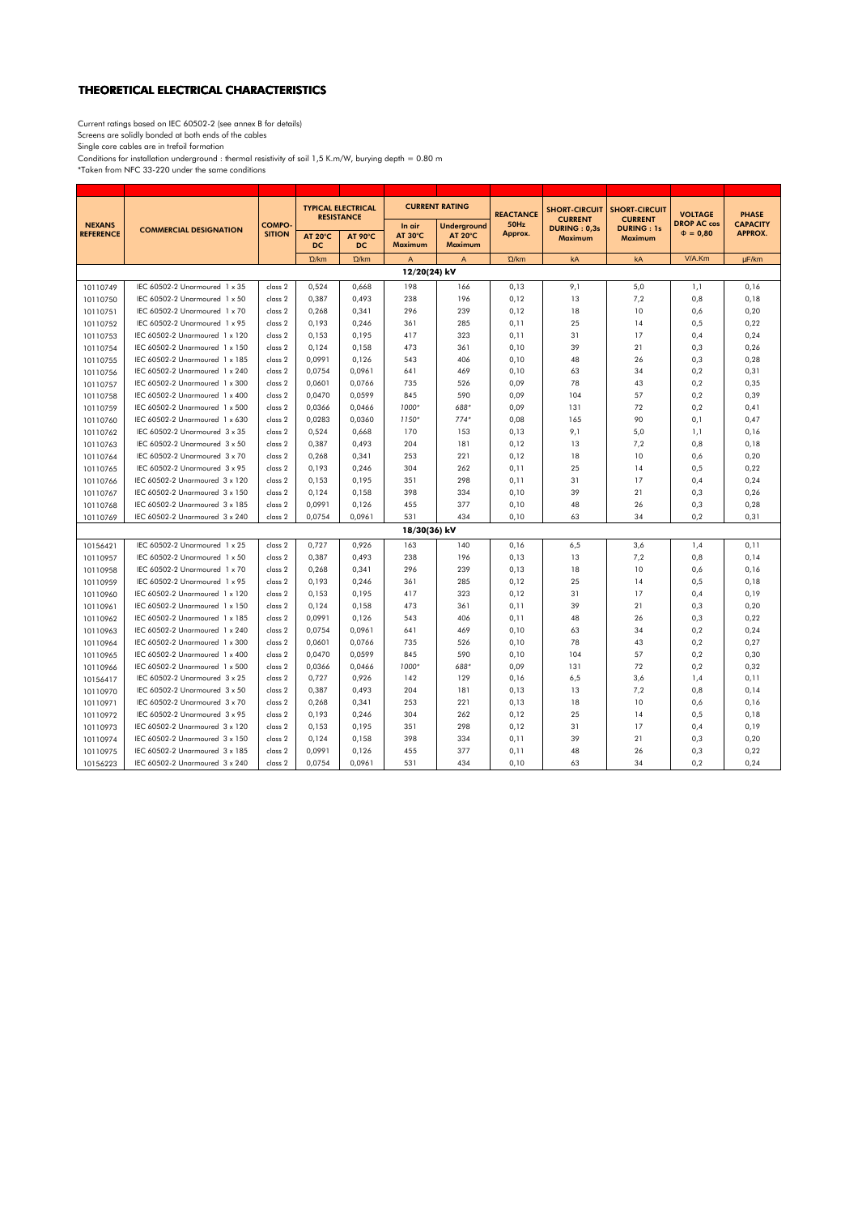# THEORETICAL ELECTRICAL CHARACTERISTICS

Current ratings based on IEC 60502-2 (see annex B for details)
Screens are solidly bonded at both ends of the cables
Single core cables are in trefoil formation
Conditions for installation underground : thermal resistivity of soil 1,5 K.m/W, burying depth = 0.80 m
*Taken from NFC 33-220 under the same conditions

| NEXANS REFERENCE | COMMERCIAL DESIGNATION | COMPO-SITION | TYPICAL ELECTRICAL RESISTANCE AT 20°C DC | TYPICAL ELECTRICAL RESISTANCE AT 90°C DC | CURRENT RATING In air AT 30°C Maximum | CURRENT RATING Underground AT 20°C Maximum | REACTANCE 50Hz Approx. | SHORT-CIRCUIT CURRENT DURING : 0,3s Maximum | SHORT-CIRCUIT CURRENT DURING : 1s Maximum | VOLTAGE DROP AC cos Φ = 0,80 | PHASE CAPACITY APPROX. |
|---|---|---|---|---|---|---|---|---|---|---|---|
| | | | Ω/km | Ω/km | A | A | Ω/km | kA | kA | V/A.Km | µF/km |
| | | | | | **12/20(24) kV** | | | | | | |
| 10110749 | IEC 60502-2 Unarmoured 1 x 35 | class 2 | 0,524 | 0,668 | 198 | 166 | 0,13 | 9,1 | 5,0 | 1,1 | 0,16 |
| 10110750 | IEC 60502-2 Unarmoured 1 x 50 | class 2 | 0,387 | 0,493 | 238 | 196 | 0,12 | 13 | 7,2 | 0,8 | 0,18 |
| 10110751 | IEC 60502-2 Unarmoured 1 x 70 | class 2 | 0,268 | 0,341 | 296 | 239 | 0,12 | 18 | 10 | 0,6 | 0,20 |
| 10110752 | IEC 60502-2 Unarmoured 1 x 95 | class 2 | 0,193 | 0,246 | 361 | 285 | 0,11 | 25 | 14 | 0,5 | 0,22 |
| 10110753 | IEC 60502-2 Unarmoured 1 x 120 | class 2 | 0,153 | 0,195 | 417 | 323 | 0,11 | 31 | 17 | 0,4 | 0,24 |
| 10110754 | IEC 60502-2 Unarmoured 1 x 150 | class 2 | 0,124 | 0,158 | 473 | 361 | 0,10 | 39 | 21 | 0,3 | 0,26 |
| 10110755 | IEC 60502-2 Unarmoured 1 x 185 | class 2 | 0,0991 | 0,126 | 543 | 406 | 0,10 | 48 | 26 | 0,3 | 0,28 |
| 10110756 | IEC 60502-2 Unarmoured 1 x 240 | class 2 | 0,0754 | 0,0961 | 641 | 469 | 0,10 | 63 | 34 | 0,2 | 0,31 |
| 10110757 | IEC 60502-2 Unarmoured 1 x 300 | class 2 | 0,0601 | 0,0766 | 735 | 526 | 0,09 | 78 | 43 | 0,2 | 0,35 |
| 10110758 | IEC 60502-2 Unarmoured 1 x 400 | class 2 | 0,0470 | 0,0599 | 845 | 590 | 0,09 | 104 | 57 | 0,2 | 0,39 |
| 10110759 | IEC 60502-2 Unarmoured 1 x 500 | class 2 | 0,0366 | 0,0466 | 1000* | 688* | 0,09 | 131 | 72 | 0,2 | 0,41 |
| 10110760 | IEC 60502-2 Unarmoured 1 x 630 | class 2 | 0,0283 | 0,0360 | 1150* | 774* | 0,08 | 165 | 90 | 0,1 | 0,47 |
| 10110762 | IEC 60502-2 Unarmoured 3 x 35 | class 2 | 0,524 | 0,668 | 170 | 153 | 0,13 | 9,1 | 5,0 | 1,1 | 0,16 |
| 10110763 | IEC 60502-2 Unarmoured 3 x 50 | class 2 | 0,387 | 0,493 | 204 | 181 | 0,12 | 13 | 7,2 | 0,8 | 0,18 |
| 10110764 | IEC 60502-2 Unarmoured 3 x 70 | class 2 | 0,268 | 0,341 | 253 | 221 | 0,12 | 18 | 10 | 0,6 | 0,20 |
| 10110765 | IEC 60502-2 Unarmoured 3 x 95 | class 2 | 0,193 | 0,246 | 304 | 262 | 0,11 | 25 | 14 | 0,5 | 0,22 |
| 10110766 | IEC 60502-2 Unarmoured 3 x 120 | class 2 | 0,153 | 0,195 | 351 | 298 | 0,11 | 31 | 17 | 0,4 | 0,24 |
| 10110767 | IEC 60502-2 Unarmoured 3 x 150 | class 2 | 0,124 | 0,158 | 398 | 334 | 0,10 | 39 | 21 | 0,3 | 0,26 |
| 10110768 | IEC 60502-2 Unarmoured 3 x 185 | class 2 | 0,0991 | 0,126 | 455 | 377 | 0,10 | 48 | 26 | 0,3 | 0,28 |
| 10110769 | IEC 60502-2 Unarmoured 3 x 240 | class 2 | 0,0754 | 0,0961 | 531 | 434 | 0,10 | 63 | 34 | 0,2 | 0,31 |
| | | | | | **18/30(36) kV** | | | | | | |
| 10156421 | IEC 60502-2 Unarmoured 1 x 25 | class 2 | 0,727 | 0,926 | 163 | 140 | 0,16 | 6,5 | 3,6 | 1,4 | 0,11 |
| 10110957 | IEC 60502-2 Unarmoured 1 x 50 | class 2 | 0,387 | 0,493 | 238 | 196 | 0,13 | 13 | 7,2 | 0,8 | 0,14 |
| 10110958 | IEC 60502-2 Unarmoured 1 x 70 | class 2 | 0,268 | 0,341 | 296 | 239 | 0,13 | 18 | 10 | 0,6 | 0,16 |
| 10110959 | IEC 60502-2 Unarmoured 1 x 95 | class 2 | 0,193 | 0,246 | 361 | 285 | 0,12 | 25 | 14 | 0,5 | 0,18 |
| 10110960 | IEC 60502-2 Unarmoured 1 x 120 | class 2 | 0,153 | 0,195 | 417 | 323 | 0,12 | 31 | 17 | 0,4 | 0,19 |
| 10110961 | IEC 60502-2 Unarmoured 1 x 150 | class 2 | 0,124 | 0,158 | 473 | 361 | 0,11 | 39 | 21 | 0,3 | 0,20 |
| 10110962 | IEC 60502-2 Unarmoured 1 x 185 | class 2 | 0,0991 | 0,126 | 543 | 406 | 0,11 | 48 | 26 | 0,3 | 0,22 |
| 10110963 | IEC 60502-2 Unarmoured 1 x 240 | class 2 | 0,0754 | 0,0961 | 641 | 469 | 0,10 | 63 | 34 | 0,2 | 0,24 |
| 10110964 | IEC 60502-2 Unarmoured 1 x 300 | class 2 | 0,0601 | 0,0766 | 735 | 526 | 0,10 | 78 | 43 | 0,2 | 0,27 |
| 10110965 | IEC 60502-2 Unarmoured 1 x 400 | class 2 | 0,0470 | 0,0599 | 845 | 590 | 0,10 | 104 | 57 | 0,2 | 0,30 |
| 10110966 | IEC 60502-2 Unarmoured 1 x 500 | class 2 | 0,0366 | 0,0466 | 1000* | 688* | 0,09 | 131 | 72 | 0,2 | 0,32 |
| 10156417 | IEC 60502-2 Unarmoured 3 x 25 | class 2 | 0,727 | 0,926 | 142 | 129 | 0,16 | 6,5 | 3,6 | 1,4 | 0,11 |
| 10110970 | IEC 60502-2 Unarmoured 3 x 50 | class 2 | 0,387 | 0,493 | 204 | 181 | 0,13 | 13 | 7,2 | 0,8 | 0,14 |
| 10110971 | IEC 60502-2 Unarmoured 3 x 70 | class 2 | 0,268 | 0,341 | 253 | 221 | 0,13 | 18 | 10 | 0,6 | 0,16 |
| 10110972 | IEC 60502-2 Unarmoured 3 x 95 | class 2 | 0,193 | 0,246 | 304 | 262 | 0,12 | 25 | 14 | 0,5 | 0,18 |
| 10110973 | IEC 60502-2 Unarmoured 3 x 120 | class 2 | 0,153 | 0,195 | 351 | 298 | 0,12 | 31 | 17 | 0,4 | 0,19 |
| 10110974 | IEC 60502-2 Unarmoured 3 x 150 | class 2 | 0,124 | 0,158 | 398 | 334 | 0,11 | 39 | 21 | 0,3 | 0,20 |
| 10110975 | IEC 60502-2 Unarmoured 3 x 185 | class 2 | 0,0991 | 0,126 | 455 | 377 | 0,11 | 48 | 26 | 0,3 | 0,22 |
| 10156223 | IEC 60502-2 Unarmoured 3 x 240 | class 2 | 0,0754 | 0,0961 | 531 | 434 | 0,10 | 63 | 34 | 0,2 | 0,24 |